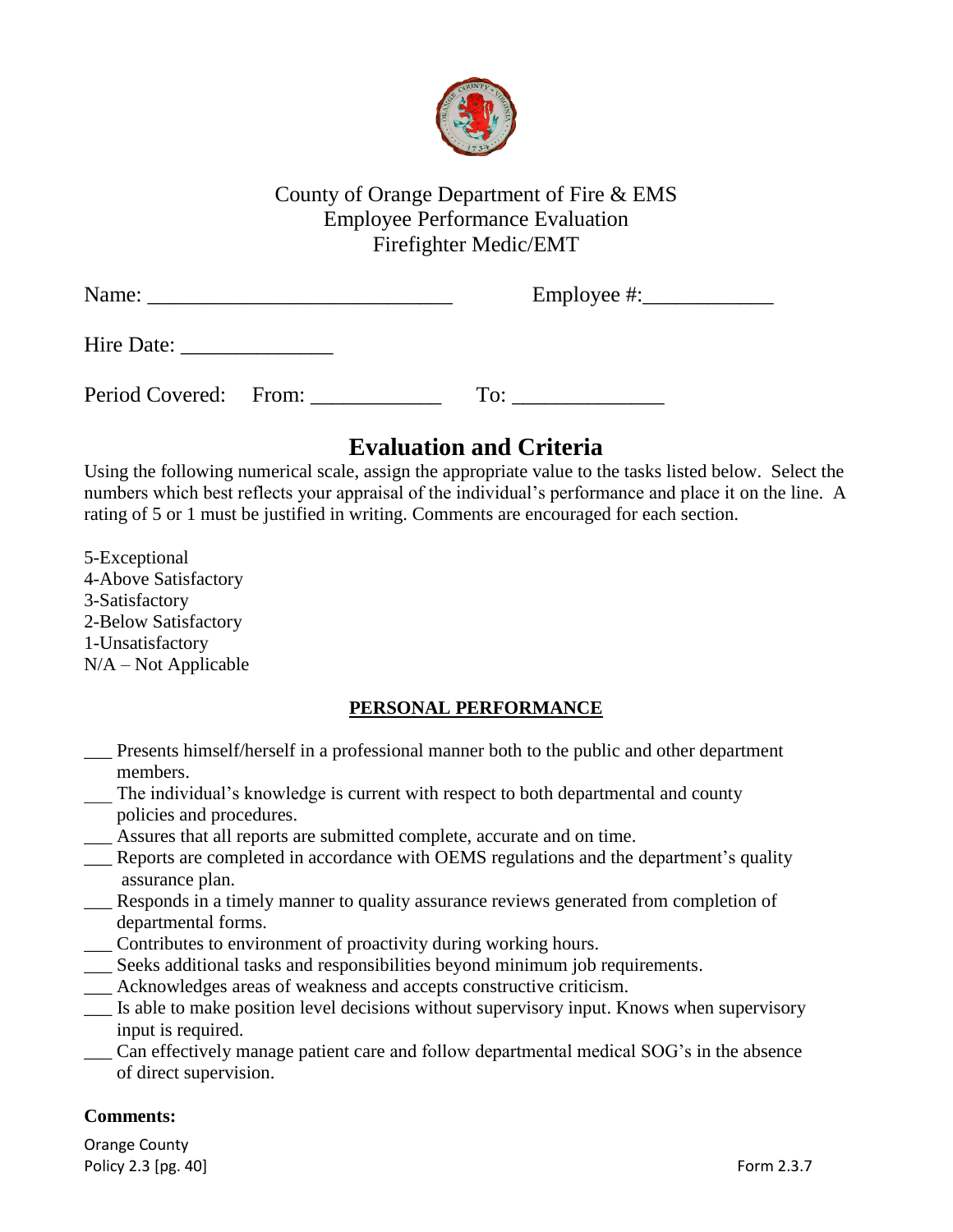County of Orange Department of Fire & EMS
Employee Performance Evaluation
Firefighter Medic/EMT

Name: ___________________________ Employee #:____________

Hire Date: ______________

Period Covered: From: ____________ To: ______________

# Evaluation and Criteria

Using the following numerical scale, assign the appropriate value to the tasks listed below. Select the numbers which best reflects your appraisal of the individual's performance and place it on the line. A rating of 5 or 1 must be justified in writing. Comments are encouraged for each section.

5-Exceptional
4-Above Satisfactory
3-Satisfactory
2-Below Satisfactory
1-Unsatisfactory
N/A – Not Applicable

## PERSONAL PERFORMANCE

___ Presents himself/herself in a professional manner both to the public and other department members.
___ The individual's knowledge is current with respect to both departmental and county policies and procedures.
___ Assures that all reports are submitted complete, accurate and on time.
___ Reports are completed in accordance with OEMS regulations and the department's quality assurance plan.
___ Responds in a timely manner to quality assurance reviews generated from completion of departmental forms.
___ Contributes to environment of proactivity during working hours.
___ Seeks additional tasks and responsibilities beyond minimum job requirements.
___ Acknowledges areas of weakness and accepts constructive criticism.
___ Is able to make position level decisions without supervisory input. Knows when supervisory input is required.
___ Can effectively manage patient care and follow departmental medical SOG's in the absence of direct supervision.

**Comments:**

Orange County
Policy 2.3 [pg. 40]

Form 2.3.7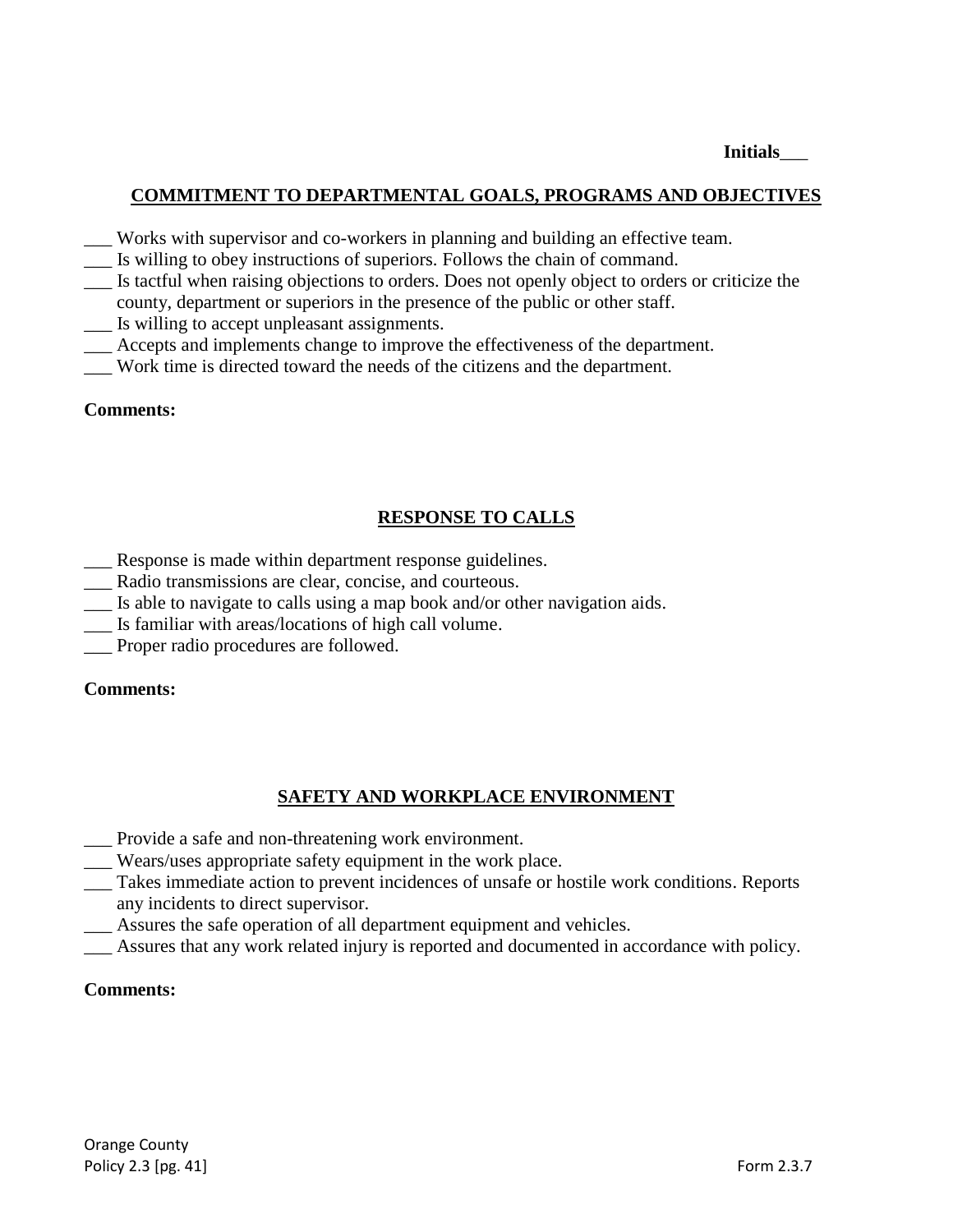**Initials___**

## COMMITMENT TO DEPARTMENTAL GOALS, PROGRAMS AND OBJECTIVES

___ Works with supervisor and co-workers in planning and building an effective team.
___ Is willing to obey instructions of superiors. Follows the chain of command.
___ Is tactful when raising objections to orders. Does not openly object to orders or criticize the county, department or superiors in the presence of the public or other staff.
___ Is willing to accept unpleasant assignments.
___ Accepts and implements change to improve the effectiveness of the department.
___ Work time is directed toward the needs of the citizens and the department.

**Comments:**

## RESPONSE TO CALLS

___ Response is made within department response guidelines.
___ Radio transmissions are clear, concise, and courteous.
___ Is able to navigate to calls using a map book and/or other navigation aids.
___ Is familiar with areas/locations of high call volume.
___ Proper radio procedures are followed.

**Comments:**

## SAFETY AND WORKPLACE ENVIRONMENT

___ Provide a safe and non-threatening work environment.
___ Wears/uses appropriate safety equipment in the work place.
___ Takes immediate action to prevent incidences of unsafe or hostile work conditions. Reports any incidents to direct supervisor.
___ Assures the safe operation of all department equipment and vehicles.
___ Assures that any work related injury is reported and documented in accordance with policy.

**Comments:**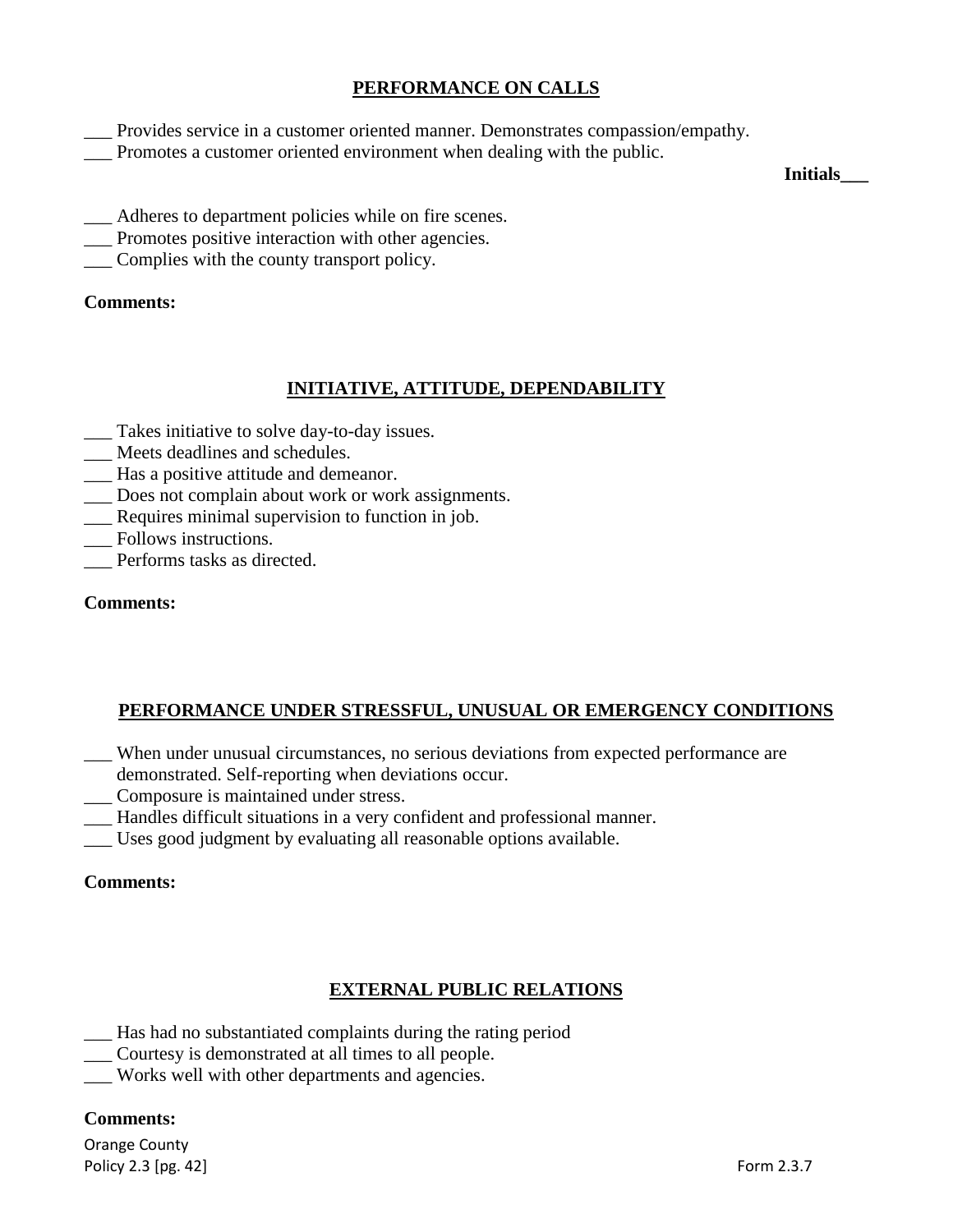## PERFORMANCE ON CALLS

___ Provides service in a customer oriented manner. Demonstrates compassion/empathy.
___ Promotes a customer oriented environment when dealing with the public.

**Initials___**

___ Adheres to department policies while on fire scenes.
___ Promotes positive interaction with other agencies.
___ Complies with the county transport policy.

**Comments:**

## INITIATIVE, ATTITUDE, DEPENDABILITY

___ Takes initiative to solve day-to-day issues.
___ Meets deadlines and schedules.
___ Has a positive attitude and demeanor.
___ Does not complain about work or work assignments.
___ Requires minimal supervision to function in job.
___ Follows instructions.
___ Performs tasks as directed.

**Comments:**

## PERFORMANCE UNDER STRESSFUL, UNUSUAL OR EMERGENCY CONDITIONS

___ When under unusual circumstances, no serious deviations from expected performance are demonstrated. Self-reporting when deviations occur.
___ Composure is maintained under stress.
___ Handles difficult situations in a very confident and professional manner.
___ Uses good judgment by evaluating all reasonable options available.

**Comments:**

## EXTERNAL PUBLIC RELATIONS

___ Has had no substantiated complaints during the rating period
___ Courtesy is demonstrated at all times to all people.
___ Works well with other departments and agencies.

**Comments:**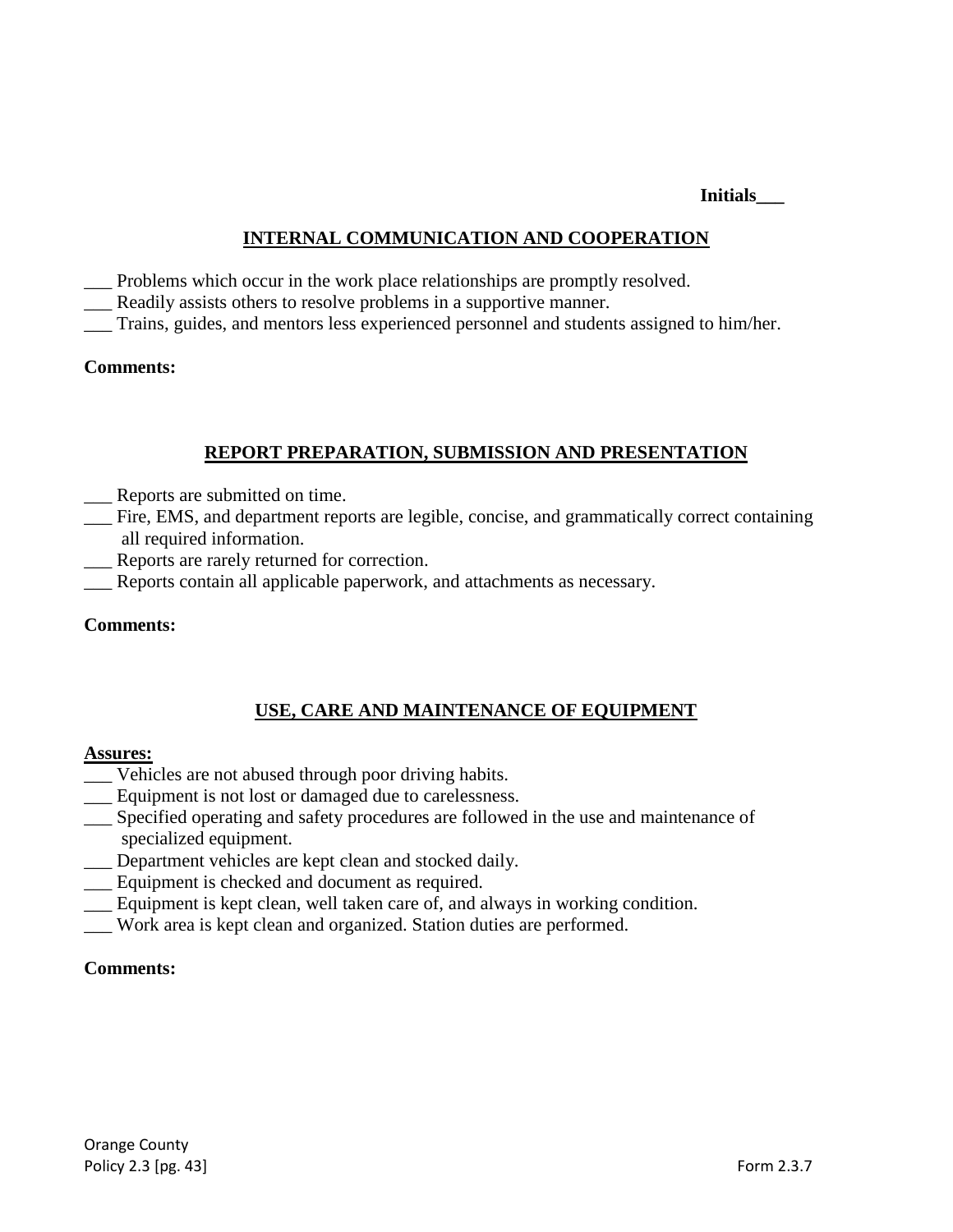**Initials___**

## INTERNAL COMMUNICATION AND COOPERATION

___ Problems which occur in the work place relationships are promptly resolved.
___ Readily assists others to resolve problems in a supportive manner.
___ Trains, guides, and mentors less experienced personnel and students assigned to him/her.

**Comments:**

## REPORT PREPARATION, SUBMISSION AND PRESENTATION

___ Reports are submitted on time.
___ Fire, EMS, and department reports are legible, concise, and grammatically correct containing all required information.
___ Reports are rarely returned for correction.
___ Reports contain all applicable paperwork, and attachments as necessary.

**Comments:**

## USE, CARE AND MAINTENANCE OF EQUIPMENT

**Assures:**
___ Vehicles are not abused through poor driving habits.
___ Equipment is not lost or damaged due to carelessness.
___ Specified operating and safety procedures are followed in the use and maintenance of specialized equipment.
___ Department vehicles are kept clean and stocked daily.
___ Equipment is checked and document as required.
___ Equipment is kept clean, well taken care of, and always in working condition.
___ Work area is kept clean and organized. Station duties are performed.

**Comments:**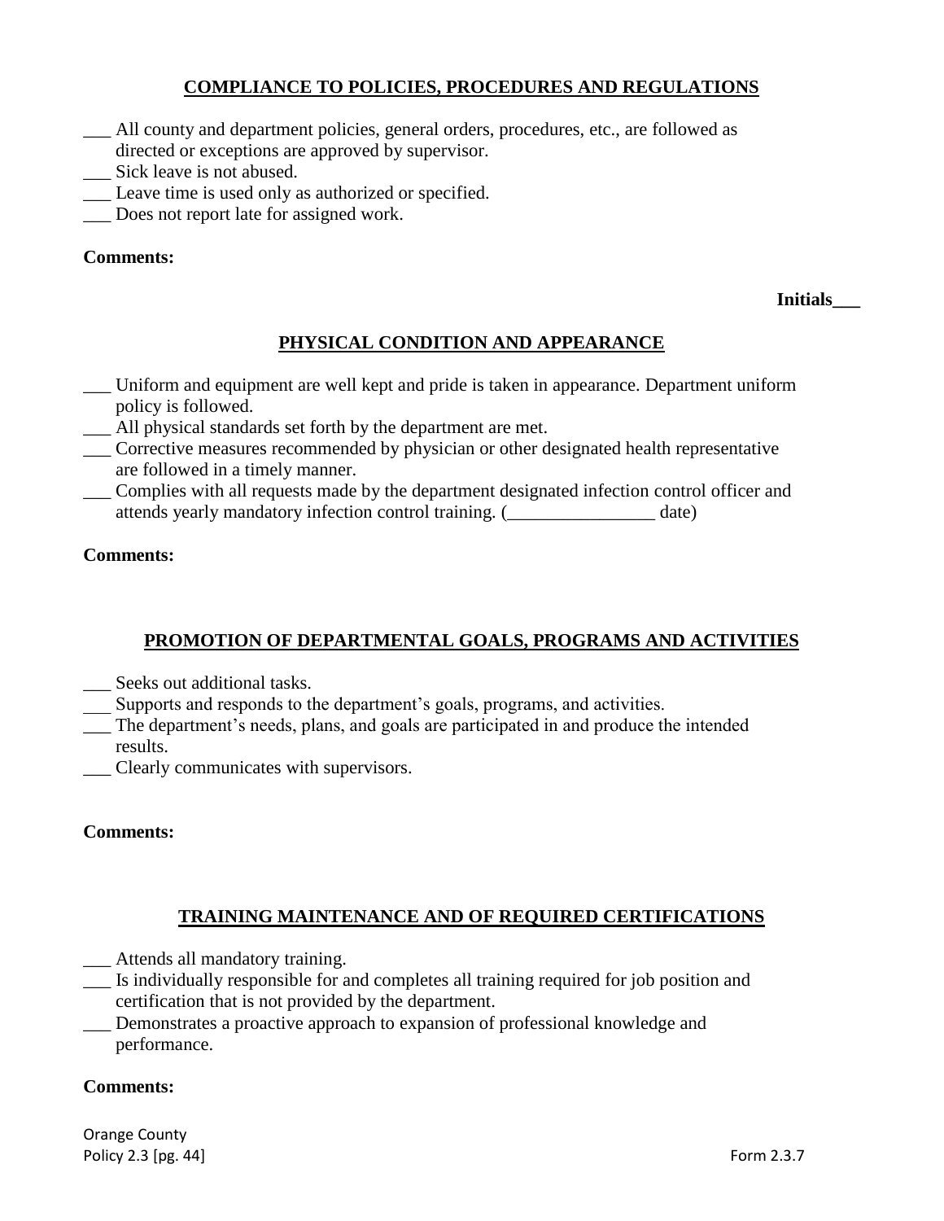## COMPLIANCE TO POLICIES, PROCEDURES AND REGULATIONS

___ All county and department policies, general orders, procedures, etc., are followed as directed or exceptions are approved by supervisor.

___ Sick leave is not abused.

___ Leave time is used only as authorized or specified.

___ Does not report late for assigned work.

**Comments:**

**Initials___**

## PHYSICAL CONDITION AND APPEARANCE

___ Uniform and equipment are well kept and pride is taken in appearance. Department uniform policy is followed.

___ All physical standards set forth by the department are met.

___ Corrective measures recommended by physician or other designated health representative are followed in a timely manner.

___ Complies with all requests made by the department designated infection control officer and attends yearly mandatory infection control training. (________________ date)

**Comments:**

## PROMOTION OF DEPARTMENTAL GOALS, PROGRAMS AND ACTIVITIES

___ Seeks out additional tasks.

___ Supports and responds to the department's goals, programs, and activities.

___ The department's needs, plans, and goals are participated in and produce the intended results.

___ Clearly communicates with supervisors.

**Comments:**

## TRAINING MAINTENANCE AND OF REQUIRED CERTIFICATIONS

___ Attends all mandatory training.

___ Is individually responsible for and completes all training required for job position and certification that is not provided by the department.

___ Demonstrates a proactive approach to expansion of professional knowledge and performance.

**Comments:**

Orange County
Policy 2.3 [pg. 44] Form 2.3.7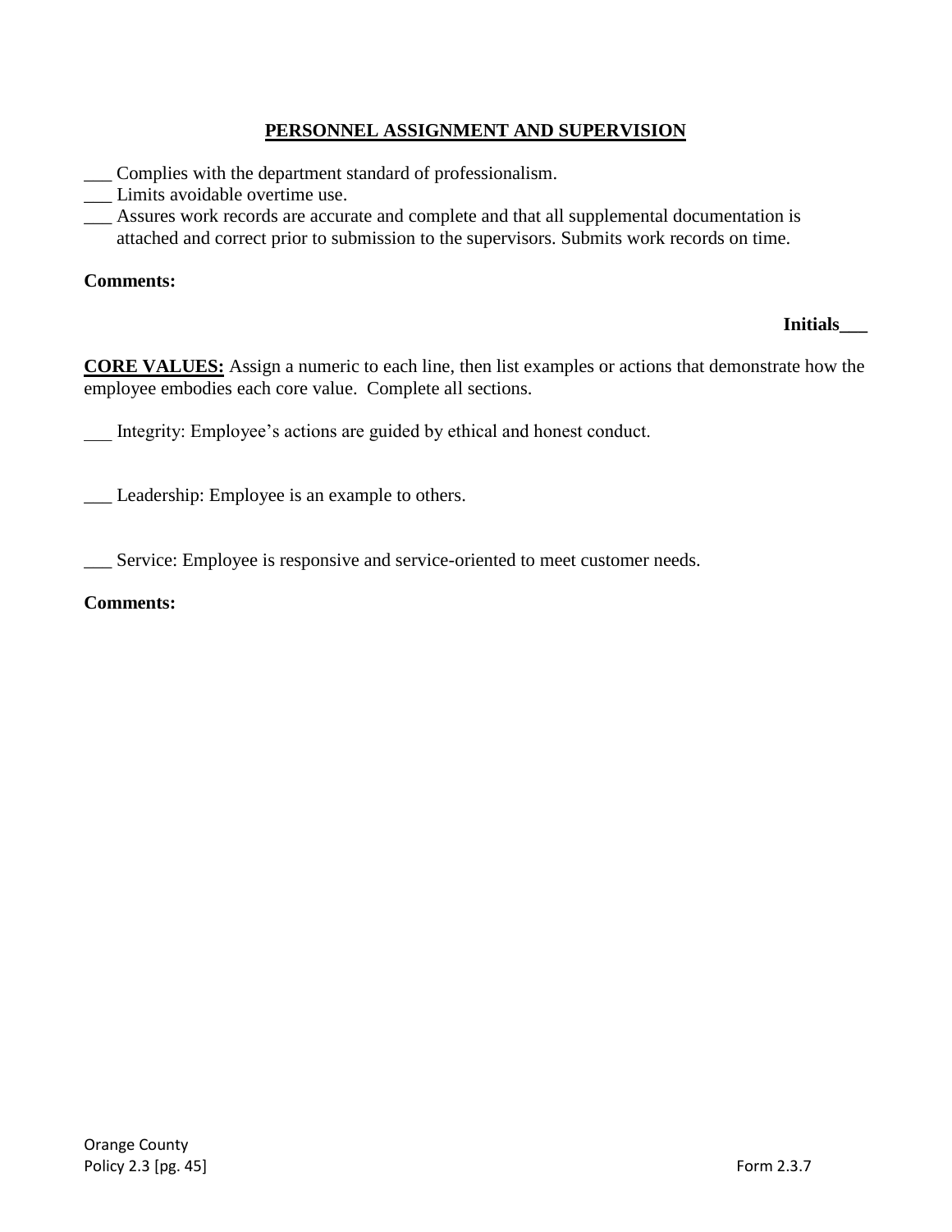## PERSONNEL ASSIGNMENT AND SUPERVISION

___ Complies with the department standard of professionalism.
___ Limits avoidable overtime use.
___ Assures work records are accurate and complete and that all supplemental documentation is attached and correct prior to submission to the supervisors. Submits work records on time.

**Comments:**

**Initials___**

**CORE VALUES:** Assign a numeric to each line, then list examples or actions that demonstrate how the employee embodies each core value. Complete all sections.

___ Integrity: Employee's actions are guided by ethical and honest conduct.

___ Leadership: Employee is an example to others.

___ Service: Employee is responsive and service-oriented to meet customer needs.

**Comments:**

Orange County
Policy 2.3 [pg. 45]

Form 2.3.7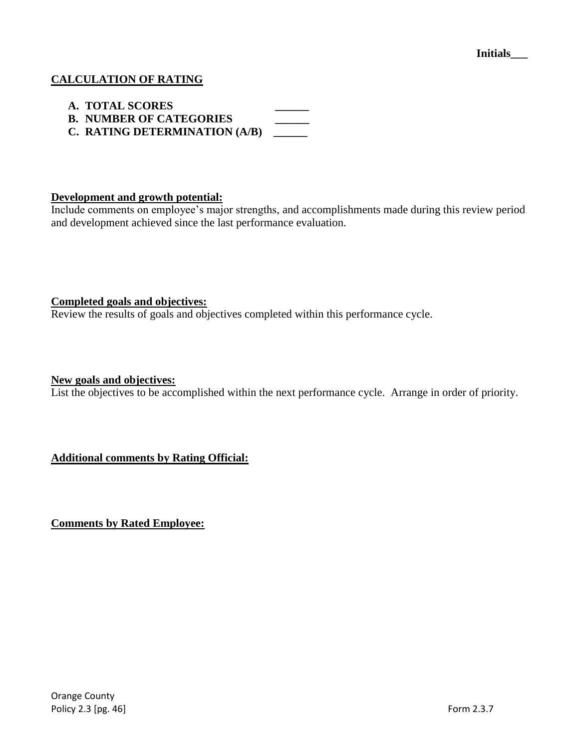**Initials___**

**CALCULATION OF RATING**

- **A. TOTAL SCORES** ______
- **B. NUMBER OF CATEGORIES** ______
- **C. RATING DETERMINATION (A/B)** ______

**Development and growth potential:**
Include comments on employee's major strengths, and accomplishments made during this review period and development achieved since the last performance evaluation.

**Completed goals and objectives:**
Review the results of goals and objectives completed within this performance cycle.

**New goals and objectives:**
List the objectives to be accomplished within the next performance cycle. Arrange in order of priority.

**Additional comments by Rating Official:**

**Comments by Rated Employee:**

Orange County
Policy 2.3 [pg. 46] Form 2.3.7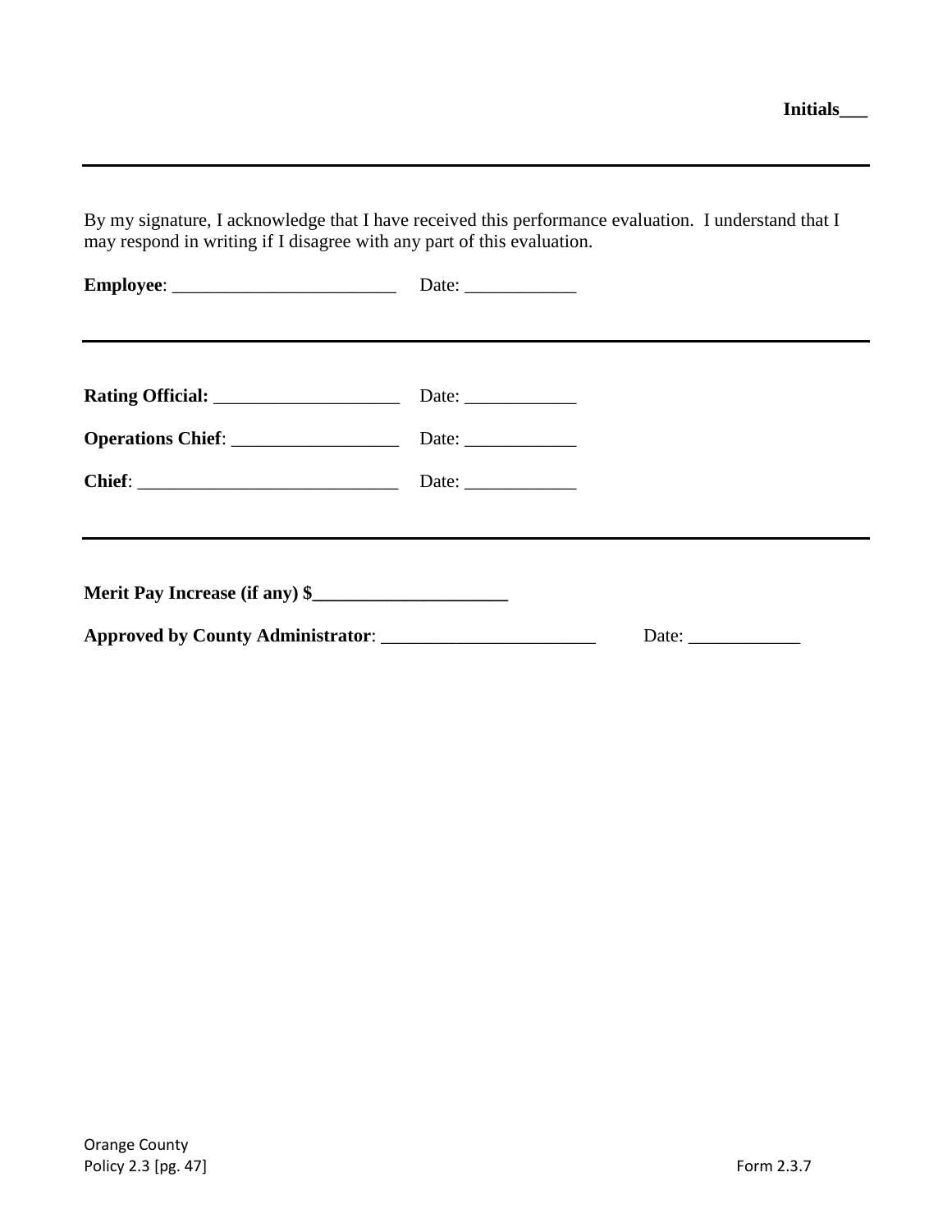**Initials___**

---

By my signature, I acknowledge that I have received this performance evaluation. I understand that I may respond in writing if I disagree with any part of this evaluation.

**Employee**: ________________________ Date: ____________

---

**Rating Official:** ____________________ Date: ____________

**Operations Chief**: __________________ Date: ____________

**Chief**: ____________________________ Date: ____________

---

**Merit Pay Increase (if any) $_____________________**

**Approved by County Administrator**: _______________________ Date: ____________